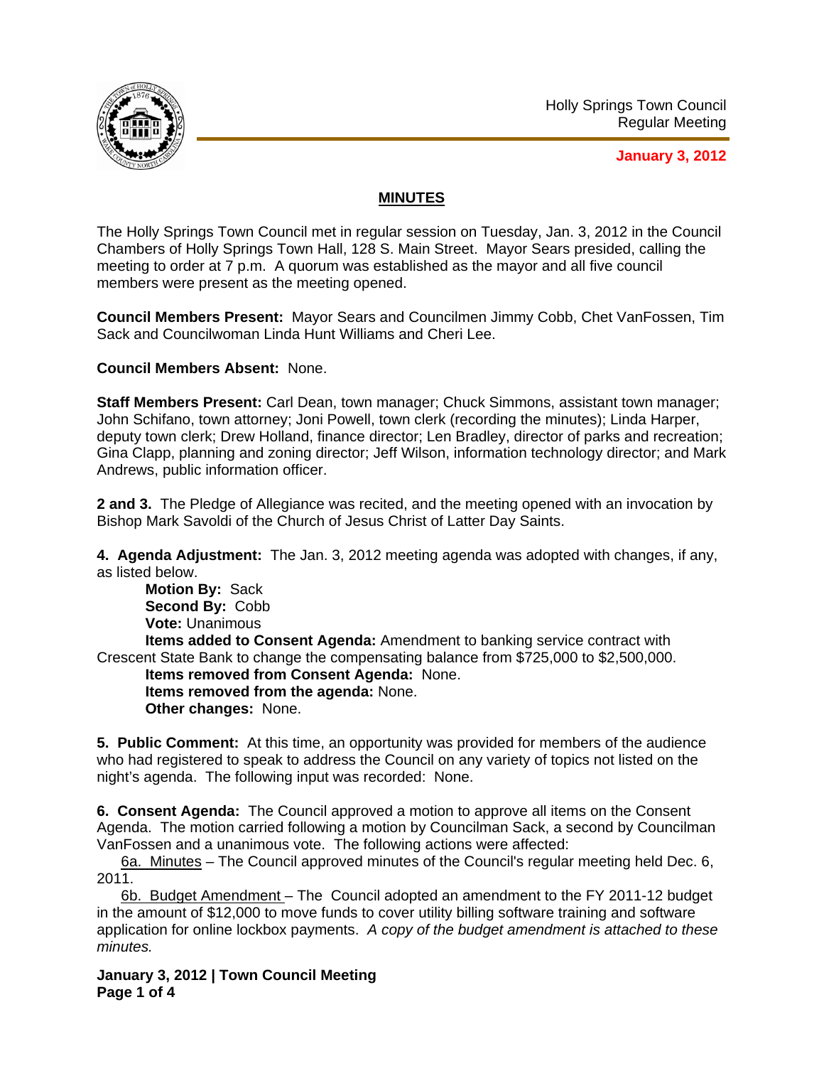Holly Springs Town Council
Regular Meeting

**January 3, 2012**

## MINUTES

The Holly Springs Town Council met in regular session on Tuesday, Jan. 3, 2012 in the Council Chambers of Holly Springs Town Hall, 128 S. Main Street. Mayor Sears presided, calling the meeting to order at 7 p.m. A quorum was established as the mayor and all five council members were present as the meeting opened.

**Council Members Present:** Mayor Sears and Councilmen Jimmy Cobb, Chet VanFossen, Tim Sack and Councilwoman Linda Hunt Williams and Cheri Lee.

**Council Members Absent:** None.

**Staff Members Present:** Carl Dean, town manager; Chuck Simmons, assistant town manager; John Schifano, town attorney; Joni Powell, town clerk (recording the minutes); Linda Harper, deputy town clerk; Drew Holland, finance director; Len Bradley, director of parks and recreation; Gina Clapp, planning and zoning director; Jeff Wilson, information technology director; and Mark Andrews, public information officer.

**2 and 3.** The Pledge of Allegiance was recited, and the meeting opened with an invocation by Bishop Mark Savoldi of the Church of Jesus Christ of Latter Day Saints.

**4. Agenda Adjustment:** The Jan. 3, 2012 meeting agenda was adopted with changes, if any, as listed below.

**Motion By:** Sack
**Second By:** Cobb
**Vote:** Unanimous
**Items added to Consent Agenda:** Amendment to banking service contract with Crescent State Bank to change the compensating balance from $725,000 to $2,500,000.
**Items removed from Consent Agenda:** None.
**Items removed from the agenda:** None.
**Other changes:** None.

**5. Public Comment:** At this time, an opportunity was provided for members of the audience who had registered to speak to address the Council on any variety of topics not listed on the night's agenda. The following input was recorded: None.

**6. Consent Agenda:** The Council approved a motion to approve all items on the Consent Agenda. The motion carried following a motion by Councilman Sack, a second by Councilman VanFossen and a unanimous vote. The following actions were affected:

6a. Minutes – The Council approved minutes of the Council's regular meeting held Dec. 6, 2011.

6b. Budget Amendment – The Council adopted an amendment to the FY 2011-12 budget in the amount of $12,000 to move funds to cover utility billing software training and software application for online lockbox payments. *A copy of the budget amendment is attached to these minutes.*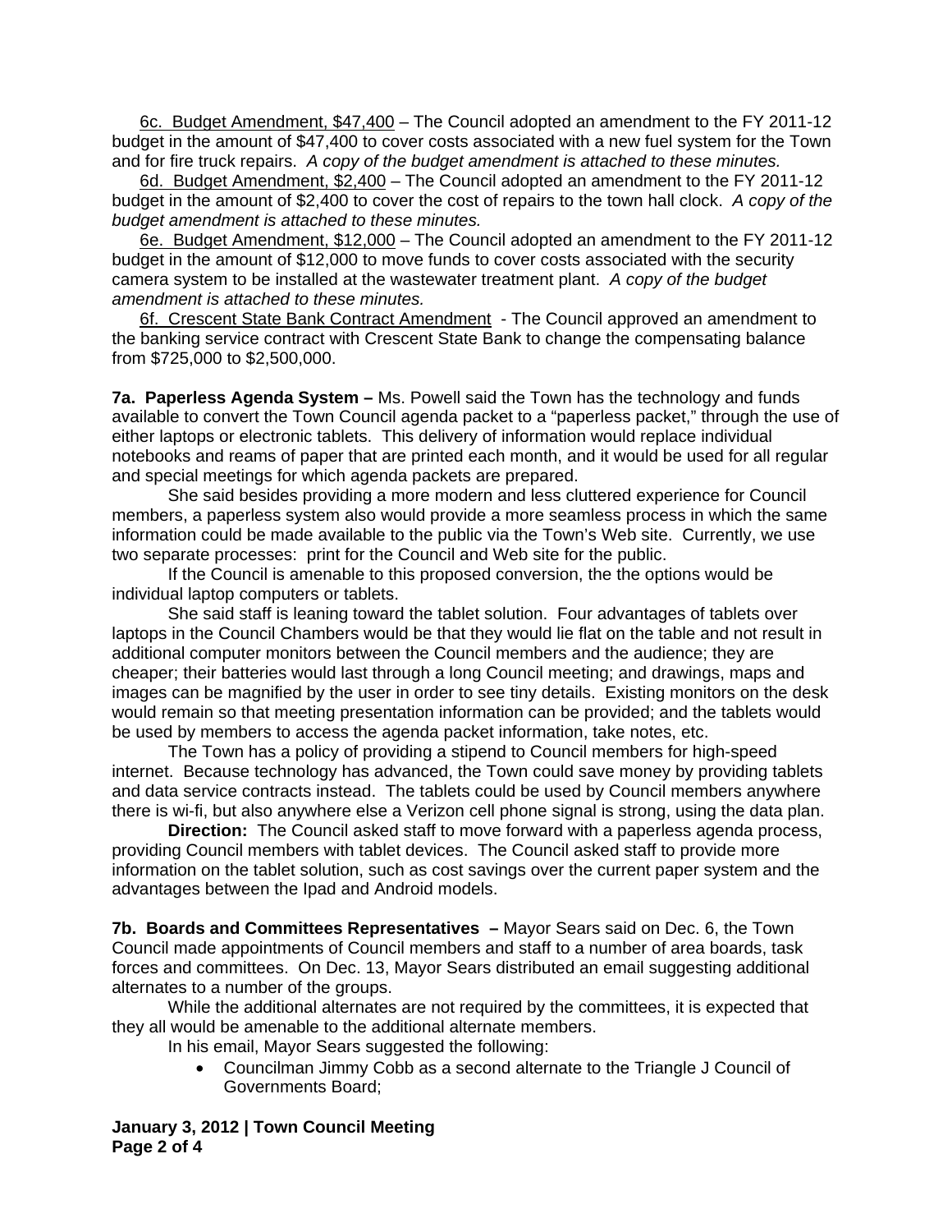6c. Budget Amendment, $47,400 – The Council adopted an amendment to the FY 2011-12 budget in the amount of $47,400 to cover costs associated with a new fuel system for the Town and for fire truck repairs. *A copy of the budget amendment is attached to these minutes.*

6d. Budget Amendment, $2,400 – The Council adopted an amendment to the FY 2011-12 budget in the amount of $2,400 to cover the cost of repairs to the town hall clock. *A copy of the budget amendment is attached to these minutes.*

6e. Budget Amendment, $12,000 – The Council adopted an amendment to the FY 2011-12 budget in the amount of $12,000 to move funds to cover costs associated with the security camera system to be installed at the wastewater treatment plant. *A copy of the budget amendment is attached to these minutes.*

6f. Crescent State Bank Contract Amendment - The Council approved an amendment to the banking service contract with Crescent State Bank to change the compensating balance from $725,000 to $2,500,000.

**7a. Paperless Agenda System –** Ms. Powell said the Town has the technology and funds available to convert the Town Council agenda packet to a "paperless packet," through the use of either laptops or electronic tablets. This delivery of information would replace individual notebooks and reams of paper that are printed each month, and it would be used for all regular and special meetings for which agenda packets are prepared.

She said besides providing a more modern and less cluttered experience for Council members, a paperless system also would provide a more seamless process in which the same information could be made available to the public via the Town's Web site. Currently, we use two separate processes: print for the Council and Web site for the public.

If the Council is amenable to this proposed conversion, the the options would be individual laptop computers or tablets.

She said staff is leaning toward the tablet solution. Four advantages of tablets over laptops in the Council Chambers would be that they would lie flat on the table and not result in additional computer monitors between the Council members and the audience; they are cheaper; their batteries would last through a long Council meeting; and drawings, maps and images can be magnified by the user in order to see tiny details. Existing monitors on the desk would remain so that meeting presentation information can be provided; and the tablets would be used by members to access the agenda packet information, take notes, etc.

The Town has a policy of providing a stipend to Council members for high-speed internet. Because technology has advanced, the Town could save money by providing tablets and data service contracts instead. The tablets could be used by Council members anywhere there is wi-fi, but also anywhere else a Verizon cell phone signal is strong, using the data plan.

**Direction:** The Council asked staff to move forward with a paperless agenda process, providing Council members with tablet devices. The Council asked staff to provide more information on the tablet solution, such as cost savings over the current paper system and the advantages between the Ipad and Android models.

**7b. Boards and Committees Representatives –** Mayor Sears said on Dec. 6, the Town Council made appointments of Council members and staff to a number of area boards, task forces and committees. On Dec. 13, Mayor Sears distributed an email suggesting additional alternates to a number of the groups.

While the additional alternates are not required by the committees, it is expected that they all would be amenable to the additional alternate members.

In his email, Mayor Sears suggested the following:

- Councilman Jimmy Cobb as a second alternate to the Triangle J Council of Governments Board;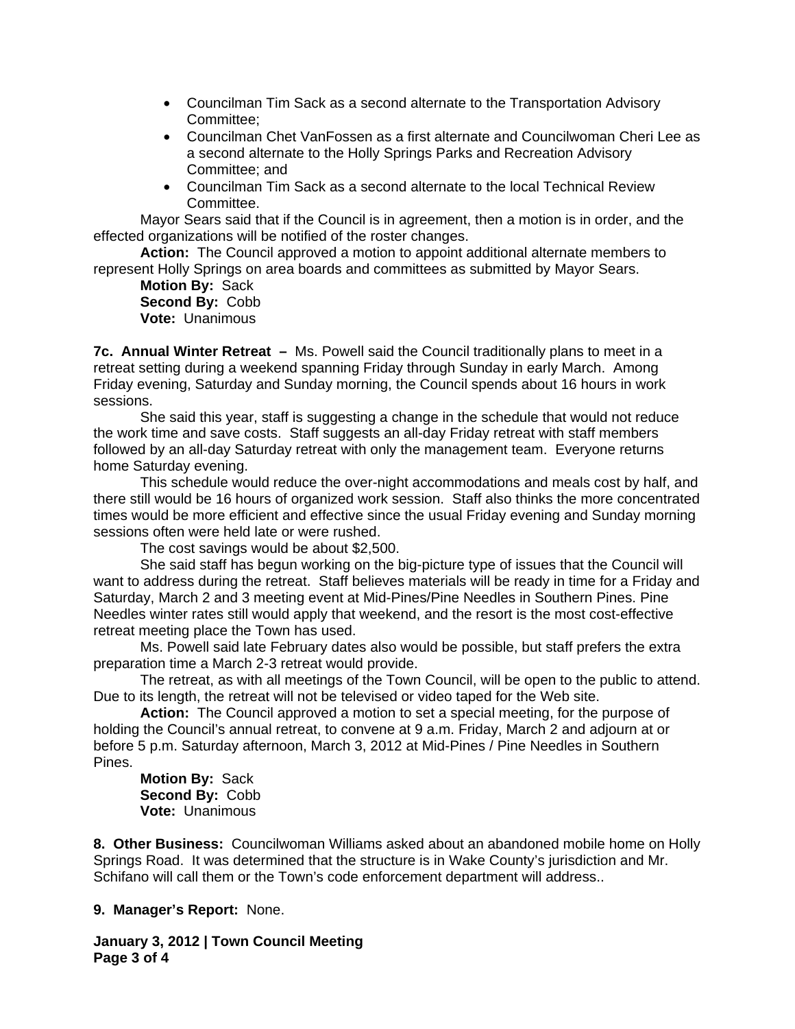- Councilman Tim Sack as a second alternate to the Transportation Advisory Committee;
- Councilman Chet VanFossen as a first alternate and Councilwoman Cheri Lee as a second alternate to the Holly Springs Parks and Recreation Advisory Committee; and
- Councilman Tim Sack as a second alternate to the local Technical Review Committee.

Mayor Sears said that if the Council is in agreement, then a motion is in order, and the effected organizations will be notified of the roster changes.

**Action:** The Council approved a motion to appoint additional alternate members to represent Holly Springs on area boards and committees as submitted by Mayor Sears.

**Motion By:** Sack
**Second By:** Cobb
**Vote:** Unanimous

**7c. Annual Winter Retreat –** Ms. Powell said the Council traditionally plans to meet in a retreat setting during a weekend spanning Friday through Sunday in early March. Among Friday evening, Saturday and Sunday morning, the Council spends about 16 hours in work sessions.

She said this year, staff is suggesting a change in the schedule that would not reduce the work time and save costs. Staff suggests an all-day Friday retreat with staff members followed by an all-day Saturday retreat with only the management team. Everyone returns home Saturday evening.

This schedule would reduce the over-night accommodations and meals cost by half, and there still would be 16 hours of organized work session. Staff also thinks the more concentrated times would be more efficient and effective since the usual Friday evening and Sunday morning sessions often were held late or were rushed.

The cost savings would be about $2,500.

She said staff has begun working on the big-picture type of issues that the Council will want to address during the retreat. Staff believes materials will be ready in time for a Friday and Saturday, March 2 and 3 meeting event at Mid-Pines/Pine Needles in Southern Pines. Pine Needles winter rates still would apply that weekend, and the resort is the most cost-effective retreat meeting place the Town has used.

Ms. Powell said late February dates also would be possible, but staff prefers the extra preparation time a March 2-3 retreat would provide.

The retreat, as with all meetings of the Town Council, will be open to the public to attend. Due to its length, the retreat will not be televised or video taped for the Web site.

**Action:** The Council approved a motion to set a special meeting, for the purpose of holding the Council's annual retreat, to convene at 9 a.m. Friday, March 2 and adjourn at or before 5 p.m. Saturday afternoon, March 3, 2012 at Mid-Pines / Pine Needles in Southern Pines.

**Motion By:** Sack
**Second By:** Cobb
**Vote:** Unanimous

**8. Other Business:** Councilwoman Williams asked about an abandoned mobile home on Holly Springs Road. It was determined that the structure is in Wake County's jurisdiction and Mr. Schifano will call them or the Town's code enforcement department will address..

**9. Manager's Report:** None.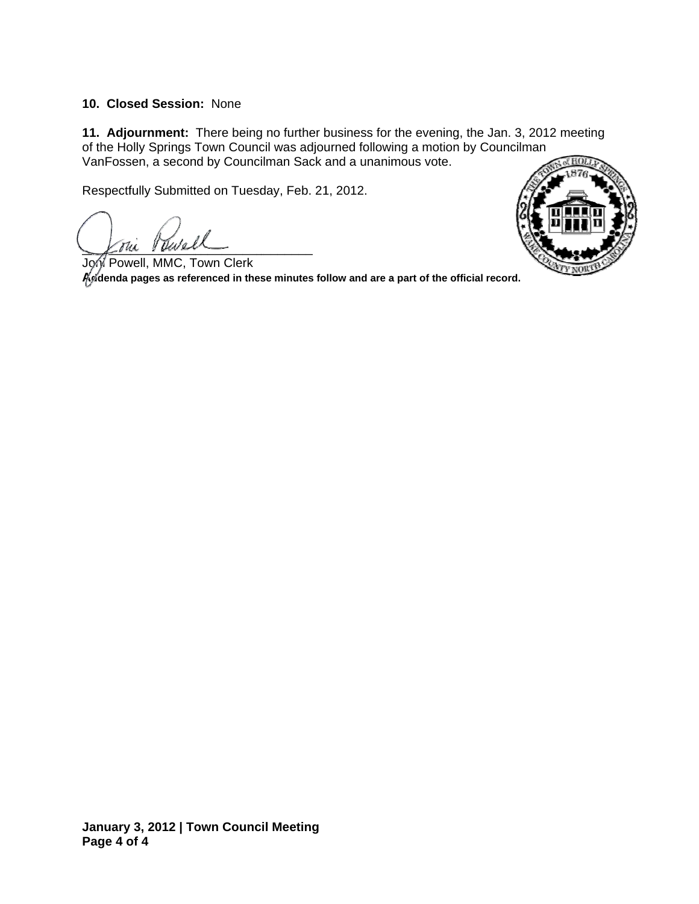**10. Closed Session:** None

**11. Adjournment:** There being no further business for the evening, the Jan. 3, 2012 meeting of the Holly Springs Town Council was adjourned following a motion by Councilman VanFossen, a second by Councilman Sack and a unanimous vote.

Respectfully Submitted on Tuesday, Feb. 21, 2012.

_______________________________

Joni Powell, MMC, Town Clerk

**Addenda pages as referenced in these minutes follow and are a part of the official record.**